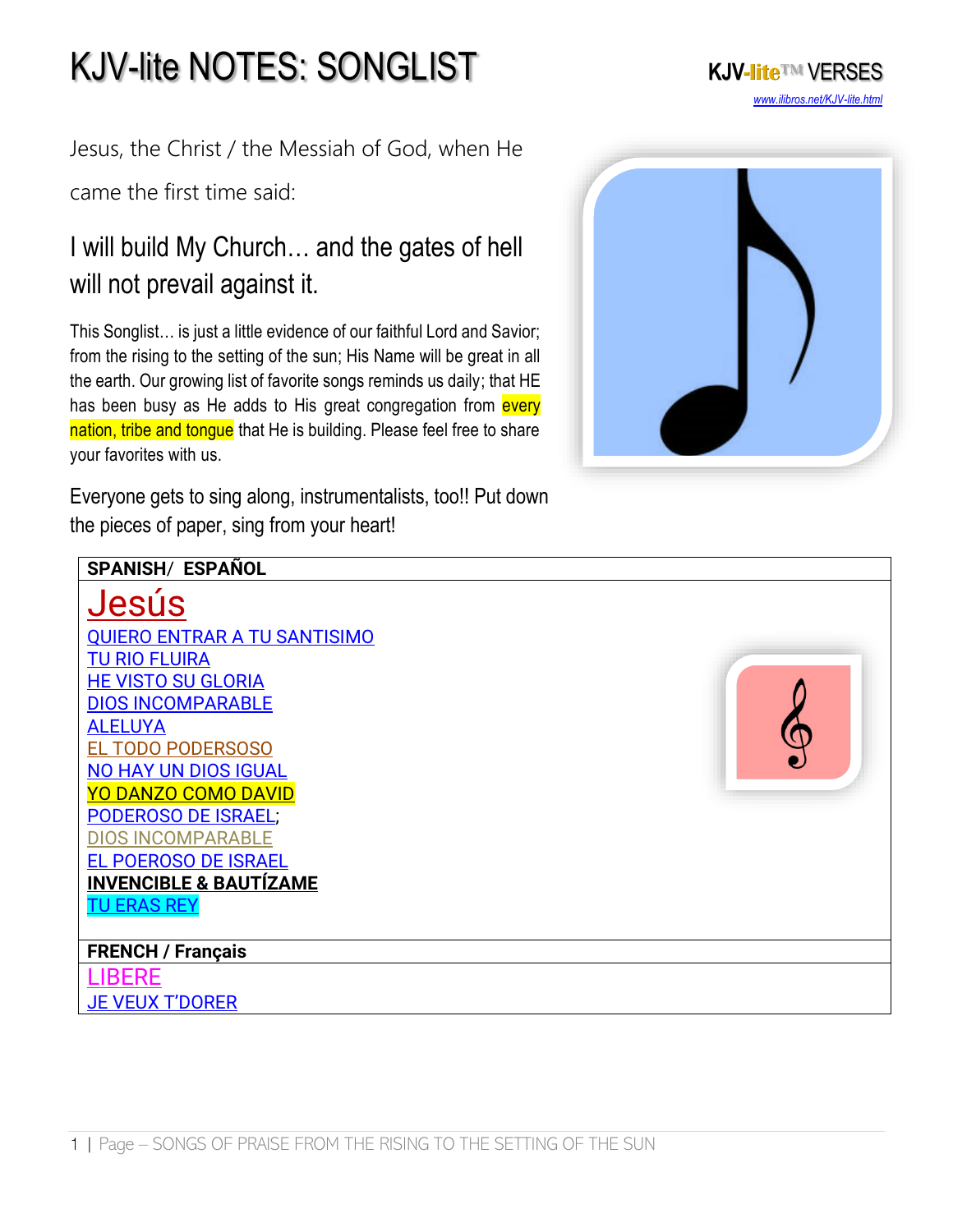# KJV-lite NOTES: SONGLIST

KJV-lite™ VERSES
www.ilibros.net/KJV-lite.html

Jesus, the Christ / the Messiah of God, when He came the first time said:

## I will build My Church… and the gates of hell will not prevail against it.

This Songlist… is just a little evidence of our faithful Lord and Savior; from the rising to the setting of the sun; His Name will be great in all the earth. Our growing list of favorite songs reminds us daily; that HE has been busy as He adds to His great congregation from every nation, tribe and tongue that He is building. Please feel free to share your favorites with us.

Everyone gets to sing along, instrumentalists, too!! Put down the pieces of paper, sing from your heart!

| SPANISH/ ESPAÑOL |
|---|
| Jesús<br>QUIERO ENTRAR A TU SANTISIMO<br>TU RIO FLUIRA<br>HE VISTO SU GLORIA<br>DIOS INCOMPARABLE<br>ALELUYA<br>EL TODO PODERSOSO<br>NO HAY UN DIOS IGUAL<br>YO DANZO COMO DAVID<br>PODEROSO DE ISRAEL;<br>DIOS INCOMPARABLE<br>EL POEROSO DE ISRAEL<br>**INVENCIBLE & BAUTÍZAME**<br>TU ERAS REY |
| **FRENCH / Français** |
| LIBERE<br>JE VEUX T'DORER |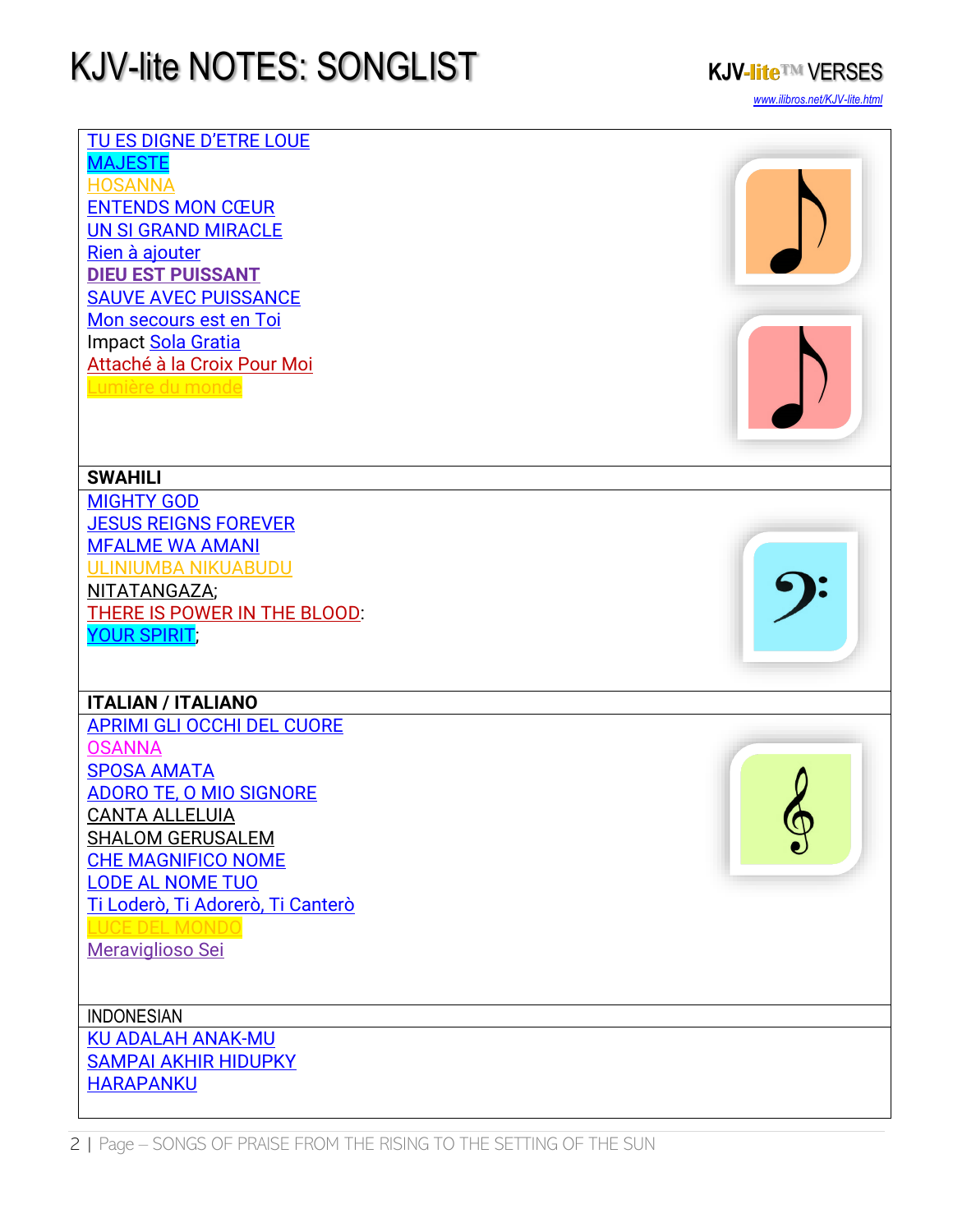# KJV-lite NOTES: SONGLIST

KJV-lite™ VERSES

www.ilibros.net/KJV-lite.html

TU ES DIGNE D'ETRE LOUE
MAJESTE
HOSANNA
ENTENDS MON CŒUR
UN SI GRAND MIRACLE
Rien à ajouter
**DIEU EST PUISSANT**
SAUVE AVEC PUISSANCE
Mon secours est en Toi
Impact Sola Gratia
Attaché à la Croix Pour Moi
Lumière du monde

**SWAHILI**

MIGHTY GOD
JESUS REIGNS FOREVER
MFALME WA AMANI
ULINIUMBA NIKUABUDU
NITATANGAZA;
THERE IS POWER IN THE BLOOD:
YOUR SPIRIT;

**ITALIAN / ITALIANO**

APRIMI GLI OCCHI DEL CUORE
OSANNA
SPOSA AMATA
ADORO TE, O MIO SIGNORE
CANTA ALLELUIA
SHALOM GERUSALEM
CHE MAGNIFICO NOME
LODE AL NOME TUO
Ti Loderò, Ti Adorerò, Ti Canterò
LUCE DEL MONDO
Meraviglioso Sei

INDONESIAN

KU ADALAH ANAK-MU
SAMPAI AKHIR HIDUPKY
HARAPANKU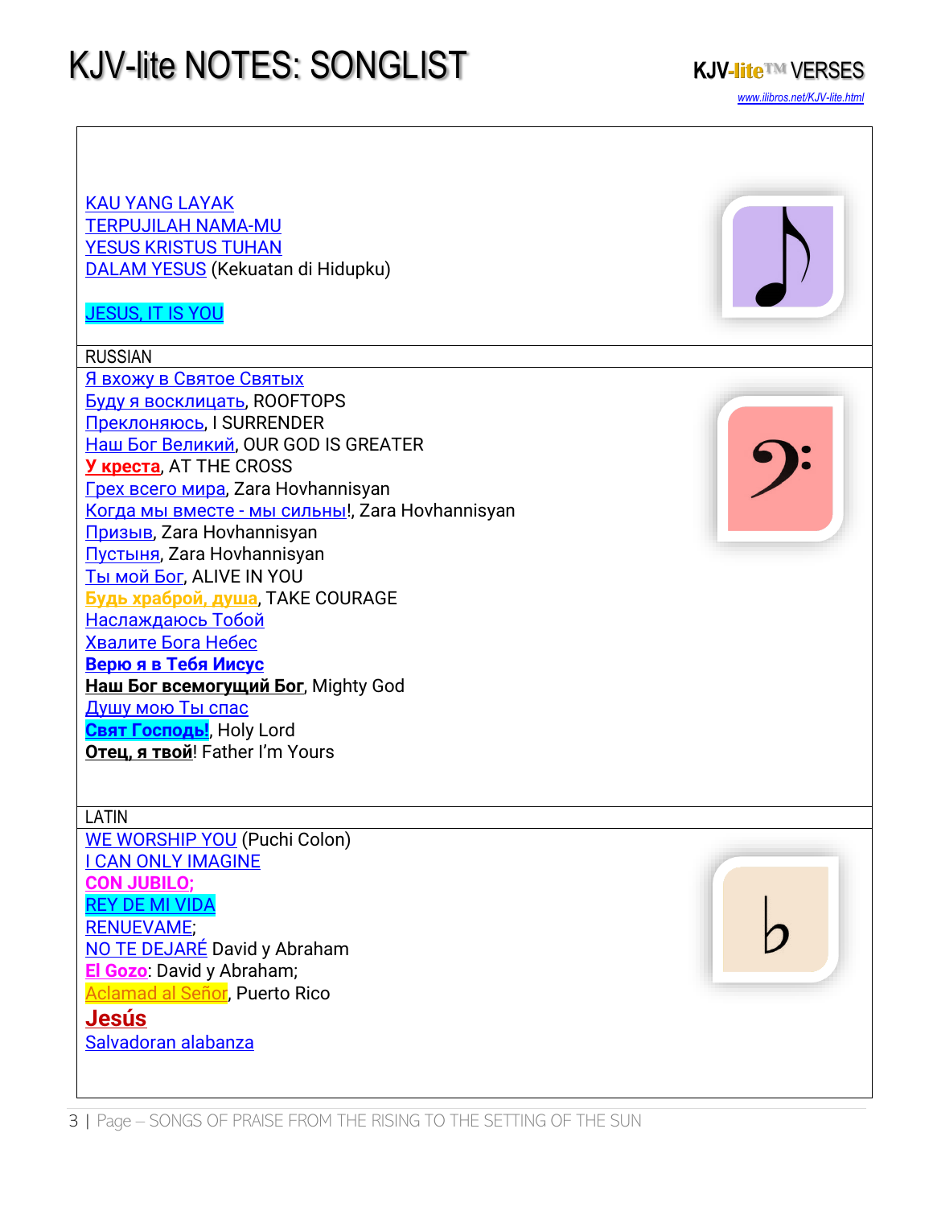# KJV-lite NOTES: SONGLIST

KAU YANG LAYAK
TERPUJILAH NAMA-MU
YESUS KRISTUS TUHAN
DALAM YESUS (Kekuatan di Hidupku)

JESUS, IT IS YOU

RUSSIAN

Я вхожу в Святое Святых
Буду я восклицать, ROOFTOPS
Преклоняюсь, I SURRENDER
Наш Бог Великий, OUR GOD IS GREATER
**У креста**, AT THE CROSS
Грех всего мира, Zara Hovhannisyan
Когда мы вместе - мы сильны!, Zara Hovhannisyan
Призыв, Zara Hovhannisyan
Пустыня, Zara Hovhannisyan
Ты мой Бог, ALIVE IN YOU
**Будь храброй, душа**, TAKE COURAGE
Наслаждаюсь Тобой
Хвалите Бога Небес
**Верю я в Тебя Иисус**
**Наш Бог всемогущий Бог**, Mighty God
Душу мою Ты спас
**Свят Господь!**, Holy Lord
**Отец, я твой**! Father I'm Yours

LATIN

WE WORSHIP YOU (Puchi Colon)
I CAN ONLY IMAGINE
**CON JUBILO;**
REY DE MI VIDA
RENUEVAME;
NO TE DEJARÉ David y Abraham
**El Gozo**: David y Abraham;
Aclamad al Señor, Puerto Rico
**Jesús**
Salvadoran alabanza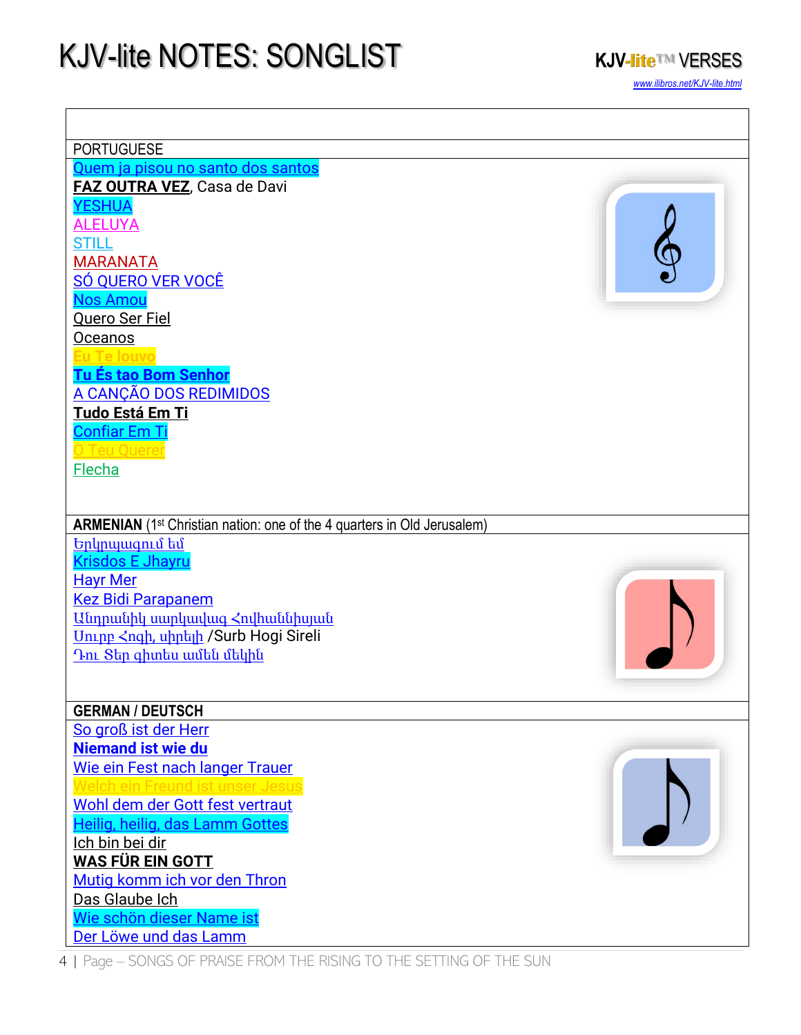# KJV-lite NOTES: SONGLIST

## PORTUGUESE

Quem ja pisou no santo dos santos
**FAZ OUTRA VEZ**, Casa de Davi
YESHUA
ALELUYA
STILL
MARANATA
SÓ QUERO VER VOCÊ
Nos Amou
Quero Ser Fiel
Oceanos
**Eu Te louvo**
**Tu És tao Bom Senhor**
A CANÇÃO DOS REDIMIDOS
**Tudo Está Em Ti**
Confiar Em Ti
O Teu Querer
Flecha

## ARMENIAN (1st Christian nation: one of the 4 quarters in Old Jerusalem)

Երկրպագում եմ
Krisdos E Jhayru
Hayr Mer
Kez Bidi Parapanem
Անըրանիկ սարկավագ Հովհաննիսյան
Սուրբ Հոգի, սիրելի /Surb Hogi Sireli
Դու Տեր գիտես ամեն մեկին

## GERMAN / DEUTSCH

So groß ist der Herr
**Niemand ist wie du**
Wie ein Fest nach langer Trauer
Welch ein Freund ist unser Jesus
Wohl dem der Gott fest vertraut
Heilig, heilig, das Lamm Gottes
Ich bin bei dir
**WAS FÜR EIN GOTT**
Mutig komm ich vor den Thron
Das Glaube Ich
Wie schön dieser Name ist
Der Löwe und das Lamm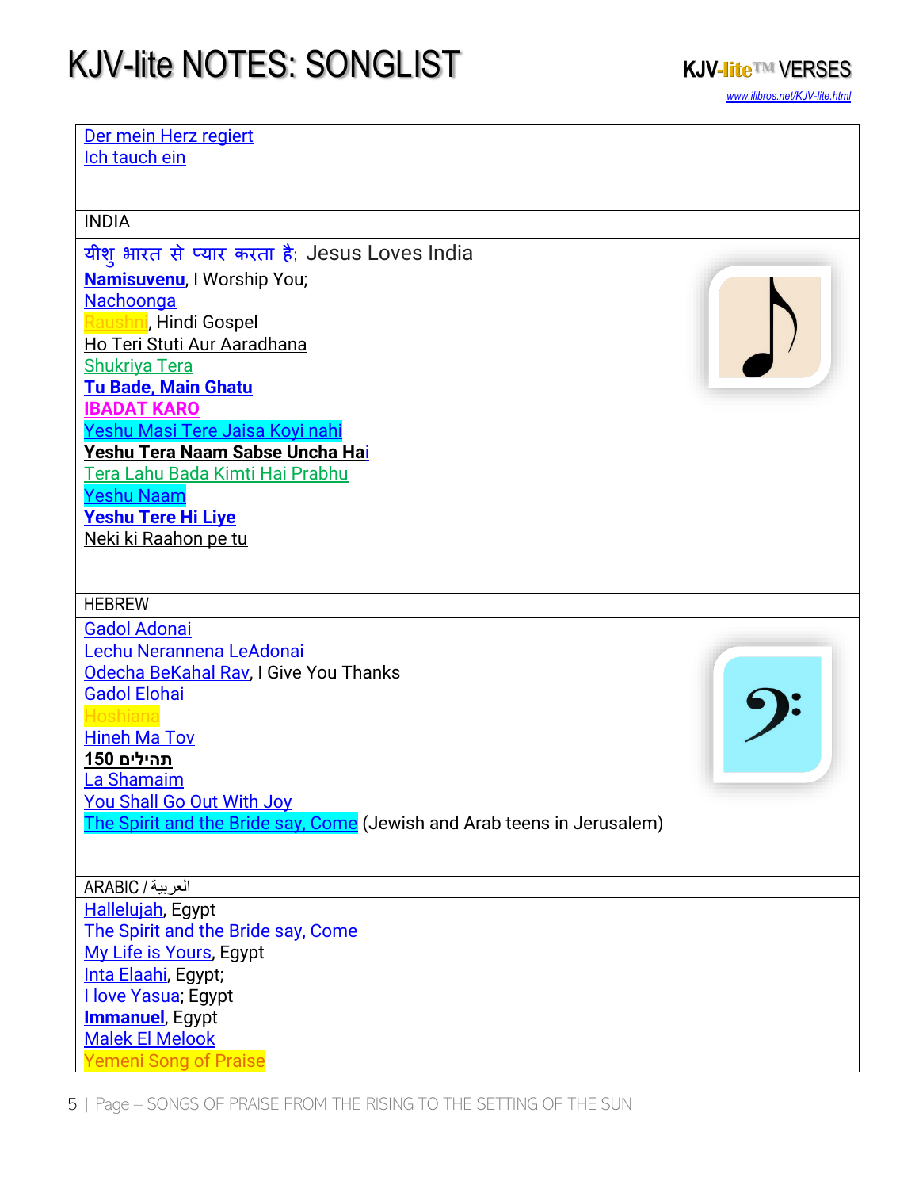# KJV-lite NOTES: SONGLIST

Der mein Herz regiert
Ich tauch ein

INDIA

यीशु भारत से प्यार करता है: Jesus Loves India
**Namisuvenu**, I Worship You;
Nachoonga
Raushni, Hindi Gospel
Ho Teri Stuti Aur Aaradhana
Shukriya Tera
**Tu Bade, Main Ghatu**
**IBADAT KARO**
Yeshu Masi Tere Jaisa Koyi nahi
**Yeshu Tera Naam Sabse Uncha Hai**
Tera Lahu Bada Kimti Hai Prabhu
Yeshu Naam
**Yeshu Tere Hi Liye**
Neki ki Raahon pe tu

HEBREW

Gadol Adonai
Lechu Nerannena LeAdonai
Odecha BeKahal Rav, I Give You Thanks
Gadol Elohai
Hoshiana
Hineh Ma Tov
**תהילים 150**
La Shamaim
You Shall Go Out With Joy
The Spirit and the Bride say, Come (Jewish and Arab teens in Jerusalem)

ARABIC / العربية

Hallelujah, Egypt
The Spirit and the Bride say, Come
My Life is Yours, Egypt
Inta Elaahi, Egypt;
I love Yasua; Egypt
**Immanuel**, Egypt
Malek El Melook
Yemeni Song of Praise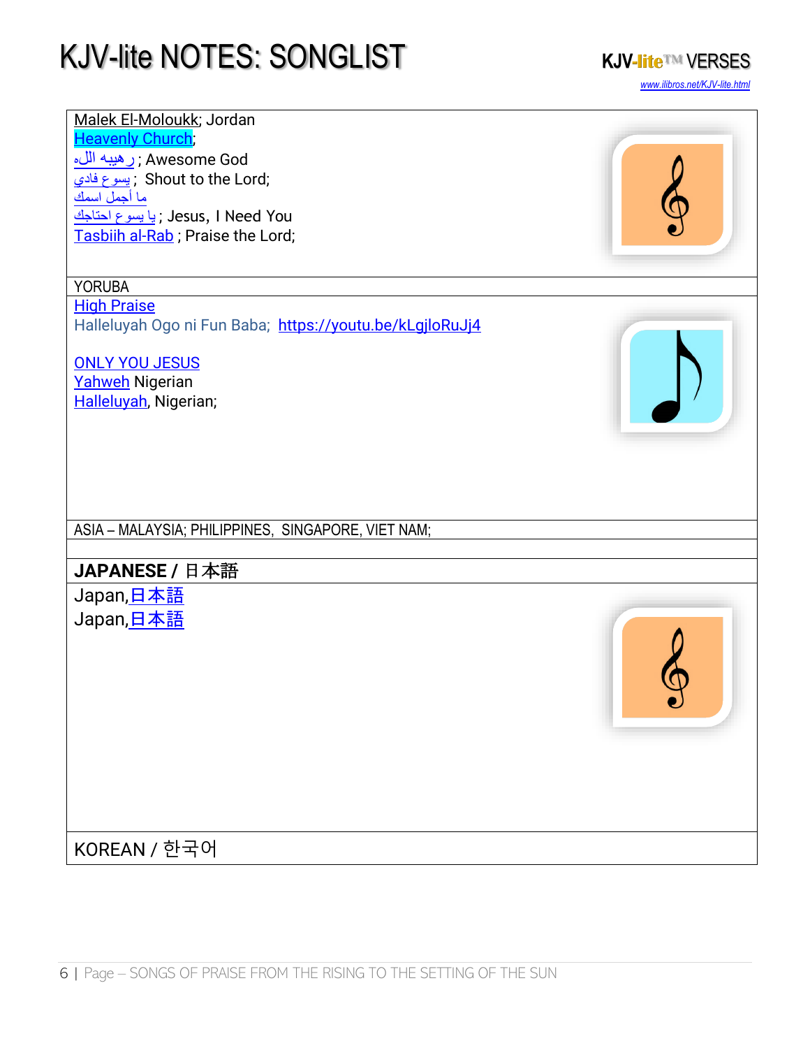# KJV-lite NOTES: SONGLIST

Malek El-Moloukk; Jordan

Heavenly Church;

رهيبه الله ; Awesome God

يسوع فادي ; Shout to the Lord;

ما أجمل اسمك

يا يسوع احتاجك ; Jesus, I Need You

Tasbiih al-Rab ; Praise the Lord;

YORUBA

High Praise

Halleluyah Ogo ni Fun Baba; https://youtu.be/kLgjloRuJj4

ONLY YOU JESUS

Yahweh Nigerian

Halleluyah, Nigerian;

ASIA – MALAYSIA; PHILIPPINES, SINGAPORE, VIET NAM;

**JAPANESE / 日本語**

Japan,日本語

Japan,日本語

KOREAN / 한국어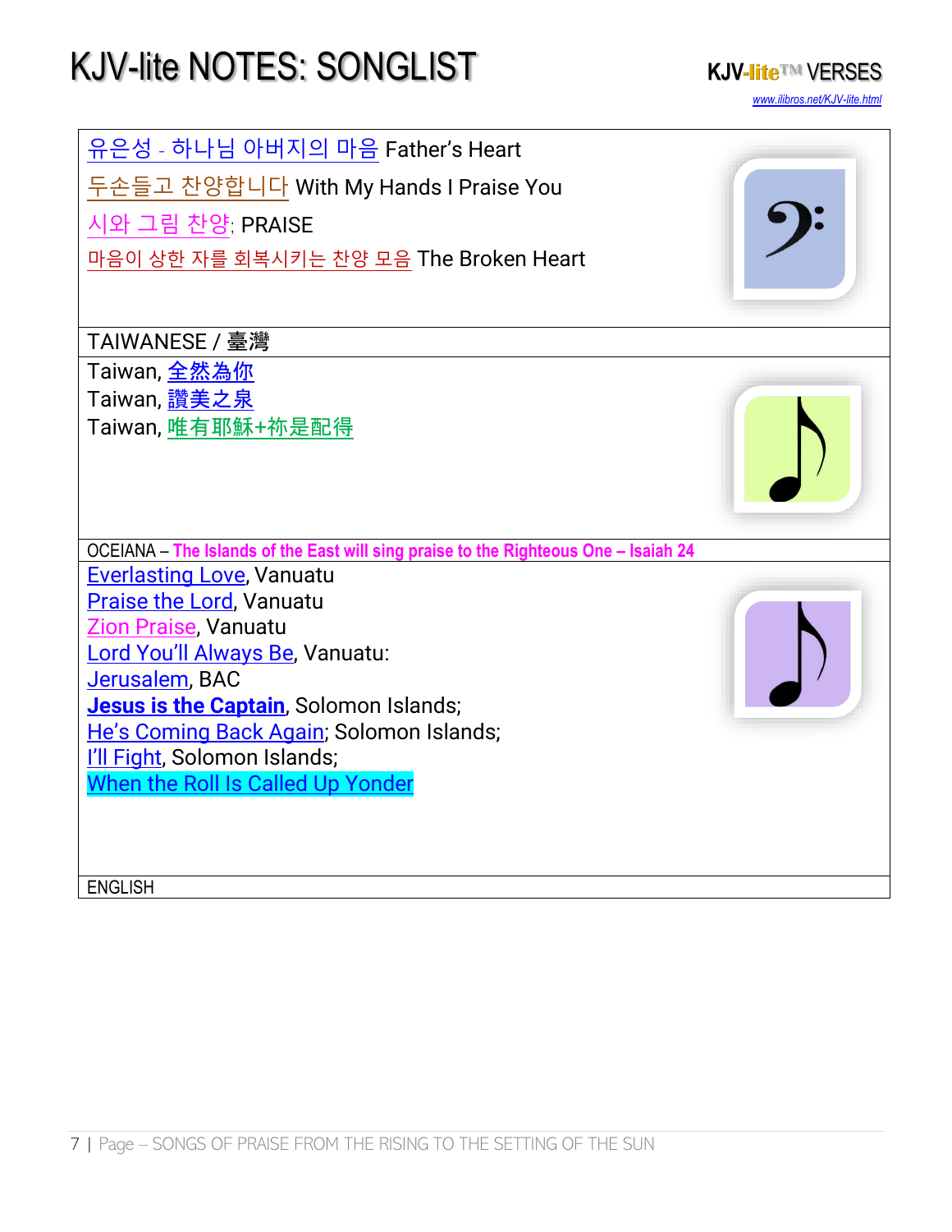# KJV-lite NOTES: SONGLIST

유은성 - 하나님 아버지의 마음 Father's Heart

두손들고 찬양합니다 With My Hands I Praise You

시와 그림 찬양; PRAISE

마음이 상한 자를 회복시키는 찬양 모음 The Broken Heart

TAIWANESE / 臺灣

Taiwan, 全然為你
Taiwan, 讚美之泉
Taiwan, 唯有耶穌+祢是配得

OCEIANA – **The Islands of the East will sing praise to the Righteous One – Isaiah 24**

Everlasting Love, Vanuatu
Praise the Lord, Vanuatu
Zion Praise, Vanuatu
Lord You'll Always Be, Vanuatu:
Jerusalem, BAC
**Jesus is the Captain**, Solomon Islands;
He's Coming Back Again; Solomon Islands;
I'll Fight, Solomon Islands;
When the Roll Is Called Up Yonder

ENGLISH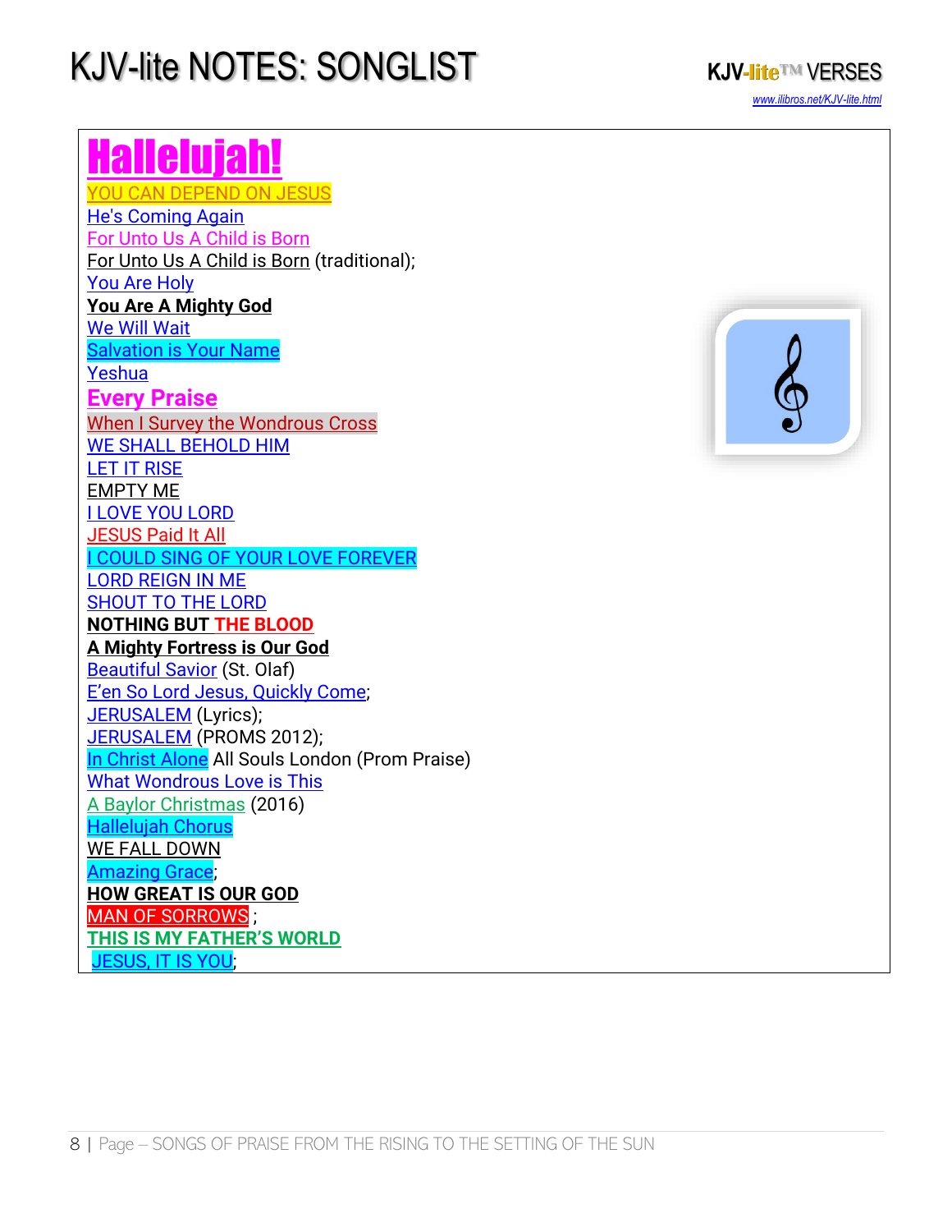# KJV-lite NOTES: SONGLIST

KJV-lite™ VERSES
www.ilibros.net/KJV-lite.html

## Hallelujah!

YOU CAN DEPEND ON JESUS
He's Coming Again
For Unto Us A Child is Born
For Unto Us A Child is Born (traditional);
You Are Holy
**You Are A Mighty God**
We Will Wait
Salvation is Your Name
Yeshua
**Every Praise**
When I Survey the Wondrous Cross
WE SHALL BEHOLD HIM
LET IT RISE
EMPTY ME
I LOVE YOU LORD
JESUS Paid It All
I COULD SING OF YOUR LOVE FOREVER
LORD REIGN IN ME
SHOUT TO THE LORD
**NOTHING BUT THE BLOOD**
**A Mighty Fortress is Our God**
Beautiful Savior (St. Olaf)
E'en So Lord Jesus, Quickly Come;
JERUSALEM (Lyrics);
JERUSALEM (PROMS 2012);
In Christ Alone All Souls London (Prom Praise)
What Wondrous Love is This
A Baylor Christmas (2016)
Hallelujah Chorus
WE FALL DOWN
Amazing Grace;
**HOW GREAT IS OUR GOD**
MAN OF SORROWS ;
**THIS IS MY FATHER'S WORLD**
JESUS, IT IS YOU;

SONGS OF PRAISE FROM THE RISING TO THE SETTING OF THE SUN